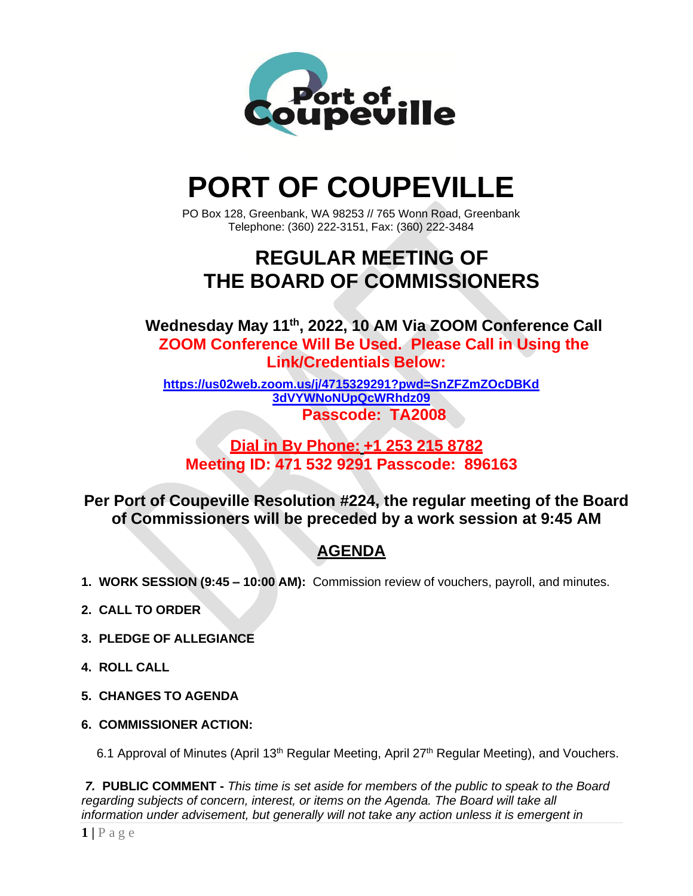# PORT OF COUPEVILLE

PO Box 128, Greenbank, WA 98253 // 765 Wonn Road, Greenbank
Telephone: (360) 222-3151, Fax: (360) 222-3484

## REGULAR MEETING OF THE BOARD OF COMMISSIONERS

**Wednesday May 11th, 2022, 10 AM Via ZOOM Conference Call**

**ZOOM Conference Will Be Used. Please Call in Using the Link/Credentials Below:**

**https://us02web.zoom.us/j/4715329291?pwd=SnZFZmZOcDBKd3dVYWNoNUpQcWRhdz09**

**Passcode: TA2008**

**Dial in By Phone: +1 253 215 8782**
**Meeting ID: 471 532 9291 Passcode: 896163**

**Per Port of Coupeville Resolution #224, the regular meeting of the Board of Commissioners will be preceded by a work session at 9:45 AM**

## AGENDA

1. **WORK SESSION (9:45 – 10:00 AM):** Commission review of vouchers, payroll, and minutes.
2. **CALL TO ORDER**
3. **PLEDGE OF ALLEGIANCE**
4. **ROLL CALL**
5. **CHANGES TO AGENDA**
6. **COMMISSIONER ACTION:**

   6.1 Approval of Minutes (April 13th Regular Meeting, April 27th Regular Meeting), and Vouchers.

7. **PUBLIC COMMENT -** *This time is set aside for members of the public to speak to the Board regarding subjects of concern, interest, or items on the Agenda. The Board will take all information under advisement, but generally will not take any action unless it is emergent in*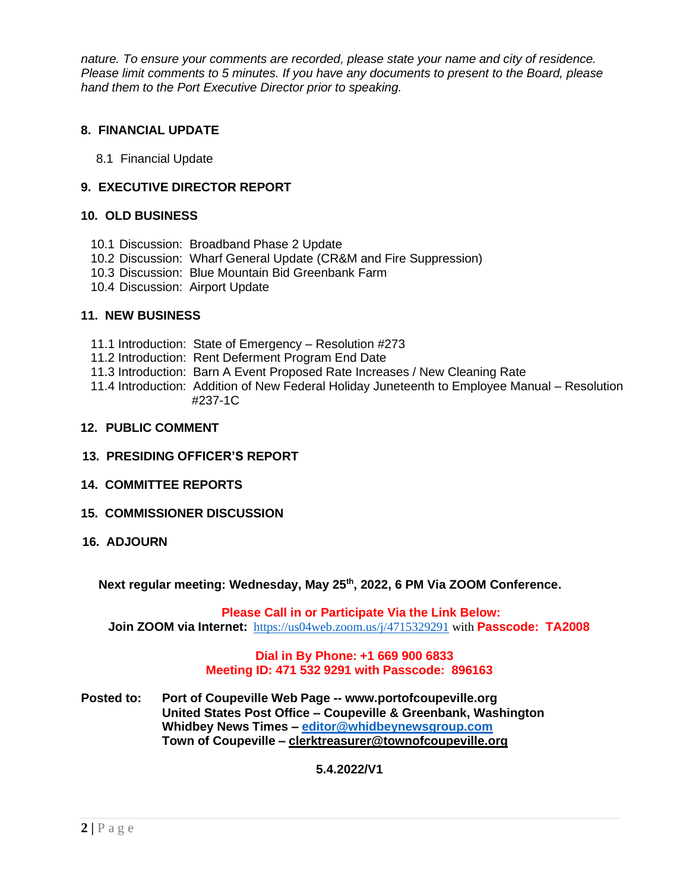*nature. To ensure your comments are recorded, please state your name and city of residence. Please limit comments to 5 minutes. If you have any documents to present to the Board, please hand them to the Port Executive Director prior to speaking.*

**8. FINANCIAL UPDATE**

8.1 Financial Update

**9. EXECUTIVE DIRECTOR REPORT**

**10. OLD BUSINESS**

10.1 Discussion: Broadband Phase 2 Update
10.2 Discussion: Wharf General Update (CR&M and Fire Suppression)
10.3 Discussion: Blue Mountain Bid Greenbank Farm
10.4 Discussion: Airport Update

**11. NEW BUSINESS**

11.1 Introduction: State of Emergency – Resolution #273
11.2 Introduction: Rent Deferment Program End Date
11.3 Introduction: Barn A Event Proposed Rate Increases / New Cleaning Rate
11.4 Introduction: Addition of New Federal Holiday Juneteenth to Employee Manual – Resolution #237-1C

**12. PUBLIC COMMENT**

**13. PRESIDING OFFICER'S REPORT**

**14. COMMITTEE REPORTS**

**15. COMMISSIONER DISCUSSION**

**16. ADJOURN**

**Next regular meeting: Wednesday, May 25th, 2022, 6 PM Via ZOOM Conference.**

**Please Call in or Participate Via the Link Below:**
**Join ZOOM via Internet:** https://us04web.zoom.us/j/4715329291 with **Passcode: TA2008**

**Dial in By Phone: +1 669 900 6833**
**Meeting ID: 471 532 9291 with Passcode: 896163**

**Posted to:** **Port of Coupeville Web Page -- www.portofcoupeville.org**
**United States Post Office – Coupeville & Greenbank, Washington**
**Whidbey News Times – editor@whidbeynewsgroup.com**
**Town of Coupeville – clerktreasurer@townofcoupeville.org**

**5.4.2022/V1**